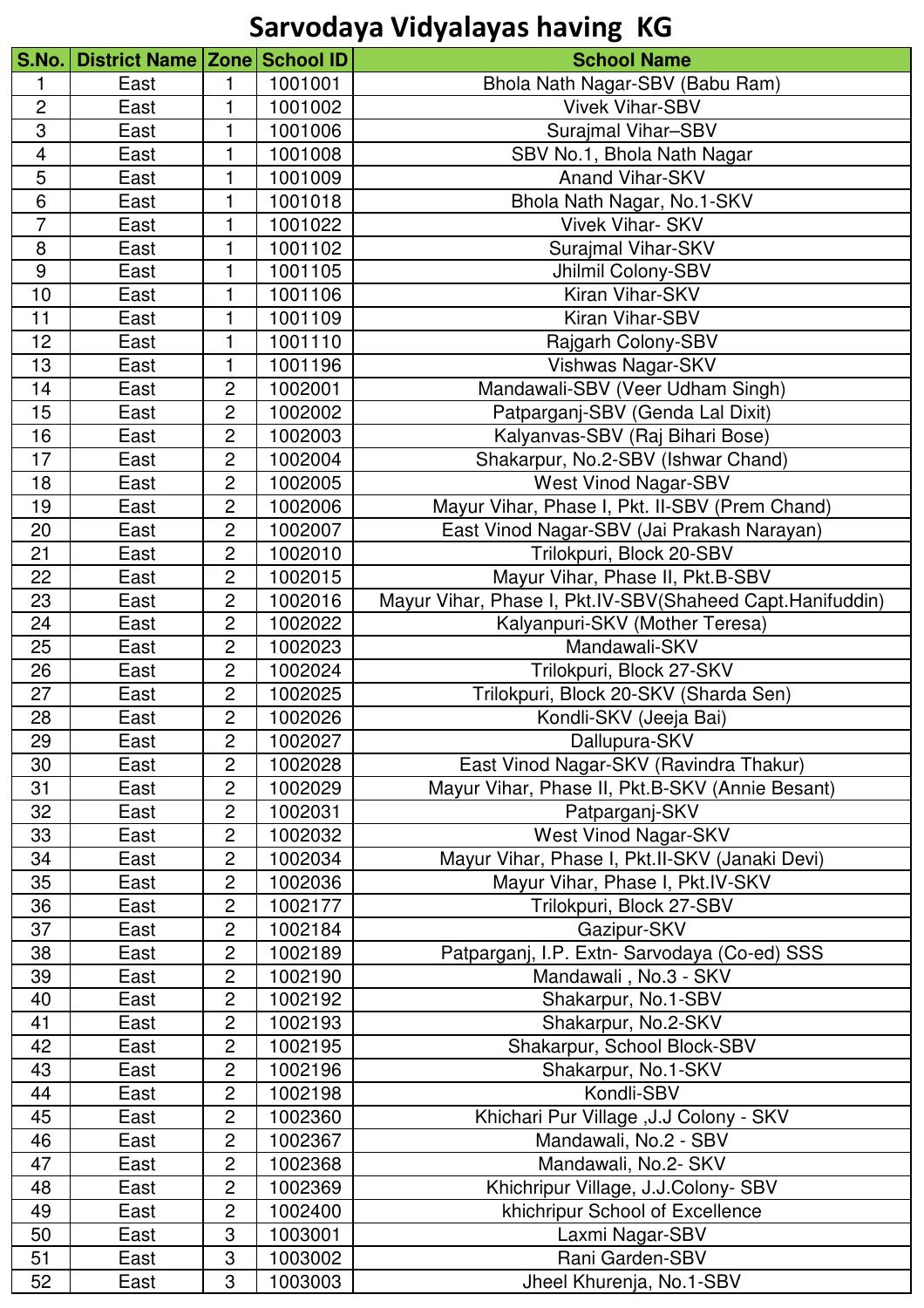# Sarvodaya Vidyalayas having KG

| S.No. | District Name | Zone | School ID | School Name |
|---|---|---|---|---|
| 1 | East | 1 | 1001001 | Bhola Nath Nagar-SBV (Babu Ram) |
| 2 | East | 1 | 1001002 | Vivek Vihar-SBV |
| 3 | East | 1 | 1001006 | Surajmal Vihar–SBV |
| 4 | East | 1 | 1001008 | SBV No.1, Bhola Nath Nagar |
| 5 | East | 1 | 1001009 | Anand Vihar-SKV |
| 6 | East | 1 | 1001018 | Bhola Nath Nagar, No.1-SKV |
| 7 | East | 1 | 1001022 | Vivek Vihar- SKV |
| 8 | East | 1 | 1001102 | Surajmal Vihar-SKV |
| 9 | East | 1 | 1001105 | Jhilmil Colony-SBV |
| 10 | East | 1 | 1001106 | Kiran Vihar-SKV |
| 11 | East | 1 | 1001109 | Kiran Vihar-SBV |
| 12 | East | 1 | 1001110 | Rajgarh Colony-SBV |
| 13 | East | 1 | 1001196 | Vishwas Nagar-SKV |
| 14 | East | 2 | 1002001 | Mandawali-SBV (Veer Udham Singh) |
| 15 | East | 2 | 1002002 | Patparganj-SBV (Genda Lal Dixit) |
| 16 | East | 2 | 1002003 | Kalyanvas-SBV (Raj Bihari Bose) |
| 17 | East | 2 | 1002004 | Shakarpur, No.2-SBV (Ishwar Chand) |
| 18 | East | 2 | 1002005 | West Vinod Nagar-SBV |
| 19 | East | 2 | 1002006 | Mayur Vihar, Phase I, Pkt. II-SBV (Prem Chand) |
| 20 | East | 2 | 1002007 | East Vinod Nagar-SBV (Jai Prakash Narayan) |
| 21 | East | 2 | 1002010 | Trilokpuri, Block 20-SBV |
| 22 | East | 2 | 1002015 | Mayur Vihar, Phase II, Pkt.B-SBV |
| 23 | East | 2 | 1002016 | Mayur Vihar, Phase I, Pkt.IV-SBV(Shaheed Capt.Hanifuddin) |
| 24 | East | 2 | 1002022 | Kalyanpuri-SKV (Mother Teresa) |
| 25 | East | 2 | 1002023 | Mandawali-SKV |
| 26 | East | 2 | 1002024 | Trilokpuri, Block 27-SKV |
| 27 | East | 2 | 1002025 | Trilokpuri, Block 20-SKV (Sharda Sen) |
| 28 | East | 2 | 1002026 | Kondli-SKV (Jeeja Bai) |
| 29 | East | 2 | 1002027 | Dallupura-SKV |
| 30 | East | 2 | 1002028 | East Vinod Nagar-SKV (Ravindra Thakur) |
| 31 | East | 2 | 1002029 | Mayur Vihar, Phase II, Pkt.B-SKV (Annie Besant) |
| 32 | East | 2 | 1002031 | Patparganj-SKV |
| 33 | East | 2 | 1002032 | West Vinod Nagar-SKV |
| 34 | East | 2 | 1002034 | Mayur Vihar, Phase I, Pkt.II-SKV (Janaki Devi) |
| 35 | East | 2 | 1002036 | Mayur Vihar, Phase I, Pkt.IV-SKV |
| 36 | East | 2 | 1002177 | Trilokpuri, Block 27-SBV |
| 37 | East | 2 | 1002184 | Gazipur-SKV |
| 38 | East | 2 | 1002189 | Patparganj, I.P. Extn- Sarvodaya (Co-ed) SSS |
| 39 | East | 2 | 1002190 | Mandawali , No.3 - SKV |
| 40 | East | 2 | 1002192 | Shakarpur, No.1-SBV |
| 41 | East | 2 | 1002193 | Shakarpur, No.2-SKV |
| 42 | East | 2 | 1002195 | Shakarpur, School Block-SBV |
| 43 | East | 2 | 1002196 | Shakarpur, No.1-SKV |
| 44 | East | 2 | 1002198 | Kondli-SBV |
| 45 | East | 2 | 1002360 | Khichari Pur Village ,J.J Colony - SKV |
| 46 | East | 2 | 1002367 | Mandawali, No.2 - SBV |
| 47 | East | 2 | 1002368 | Mandawali, No.2- SKV |
| 48 | East | 2 | 1002369 | Khichripur Village, J.J.Colony- SBV |
| 49 | East | 2 | 1002400 | khichripur School of Excellence |
| 50 | East | 3 | 1003001 | Laxmi Nagar-SBV |
| 51 | East | 3 | 1003002 | Rani Garden-SBV |
| 52 | East | 3 | 1003003 | Jheel Khurenja, No.1-SBV |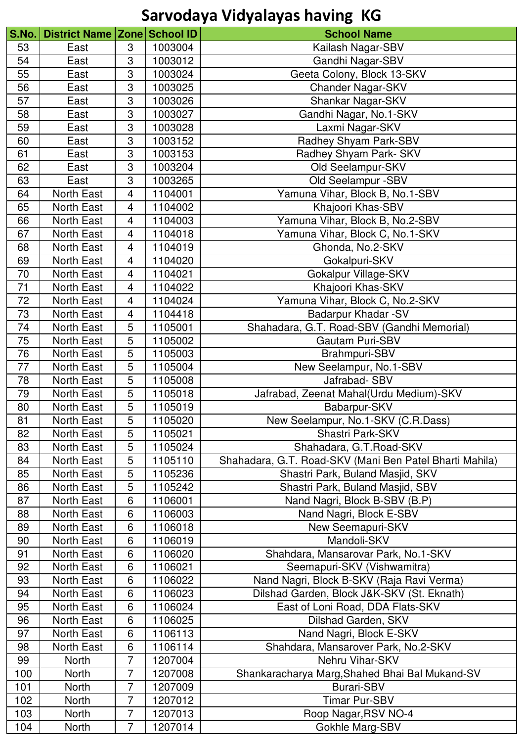# Sarvodaya Vidyalayas having KG

| S.No. | District Name | Zone | School ID | School Name |
|---|---|---|---|---|
| 53 | East | 3 | 1003004 | Kailash Nagar-SBV |
| 54 | East | 3 | 1003012 | Gandhi Nagar-SBV |
| 55 | East | 3 | 1003024 | Geeta Colony, Block 13-SKV |
| 56 | East | 3 | 1003025 | Chander Nagar-SKV |
| 57 | East | 3 | 1003026 | Shankar Nagar-SKV |
| 58 | East | 3 | 1003027 | Gandhi Nagar, No.1-SKV |
| 59 | East | 3 | 1003028 | Laxmi Nagar-SKV |
| 60 | East | 3 | 1003152 | Radhey Shyam Park-SBV |
| 61 | East | 3 | 1003153 | Radhey Shyam Park- SKV |
| 62 | East | 3 | 1003204 | Old Seelampur-SKV |
| 63 | East | 3 | 1003265 | Old Seelampur -SBV |
| 64 | North East | 4 | 1104001 | Yamuna Vihar, Block B, No.1-SBV |
| 65 | North East | 4 | 1104002 | Khajoori Khas-SBV |
| 66 | North East | 4 | 1104003 | Yamuna Vihar, Block B, No.2-SBV |
| 67 | North East | 4 | 1104018 | Yamuna Vihar, Block C, No.1-SKV |
| 68 | North East | 4 | 1104019 | Ghonda, No.2-SKV |
| 69 | North East | 4 | 1104020 | Gokalpuri-SKV |
| 70 | North East | 4 | 1104021 | Gokalpur Village-SKV |
| 71 | North East | 4 | 1104022 | Khajoori Khas-SKV |
| 72 | North East | 4 | 1104024 | Yamuna Vihar, Block C, No.2-SKV |
| 73 | North East | 4 | 1104418 | Badarpur Khadar -SV |
| 74 | North East | 5 | 1105001 | Shahadara, G.T. Road-SBV (Gandhi Memorial) |
| 75 | North East | 5 | 1105002 | Gautam Puri-SBV |
| 76 | North East | 5 | 1105003 | Brahmpuri-SBV |
| 77 | North East | 5 | 1105004 | New Seelampur, No.1-SBV |
| 78 | North East | 5 | 1105008 | Jafrabad- SBV |
| 79 | North East | 5 | 1105018 | Jafrabad, Zeenat Mahal(Urdu Medium)-SKV |
| 80 | North East | 5 | 1105019 | Babarpur-SKV |
| 81 | North East | 5 | 1105020 | New Seelampur, No.1-SKV (C.R.Dass) |
| 82 | North East | 5 | 1105021 | Shastri Park-SKV |
| 83 | North East | 5 | 1105024 | Shahadara, G.T.Road-SKV |
| 84 | North East | 5 | 1105110 | Shahadara, G.T. Road-SKV (Mani Ben Patel Bharti Mahila) |
| 85 | North East | 5 | 1105236 | Shastri Park, Buland Masjid, SKV |
| 86 | North East | 5 | 1105242 | Shastri Park, Buland Masjid, SBV |
| 87 | North East | 6 | 1106001 | Nand Nagri, Block B-SBV (B.P) |
| 88 | North East | 6 | 1106003 | Nand Nagri, Block E-SBV |
| 89 | North East | 6 | 1106018 | New Seemapuri-SKV |
| 90 | North East | 6 | 1106019 | Mandoli-SKV |
| 91 | North East | 6 | 1106020 | Shahdara, Mansarovar Park, No.1-SKV |
| 92 | North East | 6 | 1106021 | Seemapuri-SKV (Vishwamitra) |
| 93 | North East | 6 | 1106022 | Nand Nagri, Block B-SKV (Raja Ravi Verma) |
| 94 | North East | 6 | 1106023 | Dilshad Garden, Block J&K-SKV (St. Eknath) |
| 95 | North East | 6 | 1106024 | East of Loni Road, DDA Flats-SKV |
| 96 | North East | 6 | 1106025 | Dilshad Garden, SKV |
| 97 | North East | 6 | 1106113 | Nand Nagri, Block E-SKV |
| 98 | North East | 6 | 1106114 | Shahdara, Mansarover Park, No.2-SKV |
| 99 | North | 7 | 1207004 | Nehru Vihar-SKV |
| 100 | North | 7 | 1207008 | Shankaracharya Marg,Shahed Bhai Bal Mukand-SV |
| 101 | North | 7 | 1207009 | Burari-SBV |
| 102 | North | 7 | 1207012 | Timar Pur-SBV |
| 103 | North | 7 | 1207013 | Roop Nagar,RSV NO-4 |
| 104 | North | 7 | 1207014 | Gokhle Marg-SBV |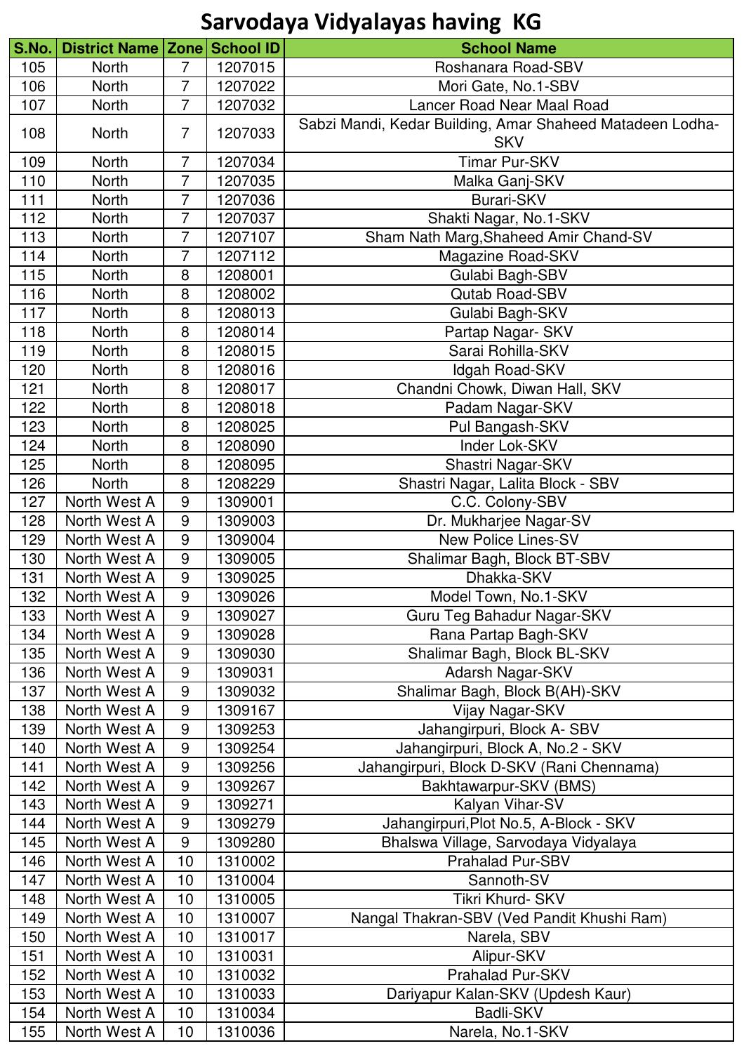# Sarvodaya Vidyalayas having KG

| S.No. | District Name | Zone | School ID | School Name |
|---|---|---|---|---|
| 105 | North | 7 | 1207015 | Roshanara Road-SBV |
| 106 | North | 7 | 1207022 | Mori Gate, No.1-SBV |
| 107 | North | 7 | 1207032 | Lancer Road Near Maal Road |
| 108 | North | 7 | 1207033 | Sabzi Mandi, Kedar Building, Amar Shaheed Matadeen Lodha-SKV |
| 109 | North | 7 | 1207034 | Timar Pur-SKV |
| 110 | North | 7 | 1207035 | Malka Ganj-SKV |
| 111 | North | 7 | 1207036 | Burari-SKV |
| 112 | North | 7 | 1207037 | Shakti Nagar, No.1-SKV |
| 113 | North | 7 | 1207107 | Sham Nath Marg,Shaheed Amir Chand-SV |
| 114 | North | 7 | 1207112 | Magazine Road-SKV |
| 115 | North | 8 | 1208001 | Gulabi Bagh-SBV |
| 116 | North | 8 | 1208002 | Qutab Road-SBV |
| 117 | North | 8 | 1208013 | Gulabi Bagh-SKV |
| 118 | North | 8 | 1208014 | Partap Nagar- SKV |
| 119 | North | 8 | 1208015 | Sarai Rohilla-SKV |
| 120 | North | 8 | 1208016 | Idgah Road-SKV |
| 121 | North | 8 | 1208017 | Chandni Chowk, Diwan Hall, SKV |
| 122 | North | 8 | 1208018 | Padam Nagar-SKV |
| 123 | North | 8 | 1208025 | Pul Bangash-SKV |
| 124 | North | 8 | 1208090 | Inder Lok-SKV |
| 125 | North | 8 | 1208095 | Shastri Nagar-SKV |
| 126 | North | 8 | 1208229 | Shastri Nagar, Lalita Block - SBV |
| 127 | North West A | 9 | 1309001 | C.C. Colony-SBV |
| 128 | North West A | 9 | 1309003 | Dr. Mukharjee Nagar-SV |
| 129 | North West A | 9 | 1309004 | New Police Lines-SV |
| 130 | North West A | 9 | 1309005 | Shalimar Bagh, Block BT-SBV |
| 131 | North West A | 9 | 1309025 | Dhakka-SKV |
| 132 | North West A | 9 | 1309026 | Model Town, No.1-SKV |
| 133 | North West A | 9 | 1309027 | Guru Teg Bahadur Nagar-SKV |
| 134 | North West A | 9 | 1309028 | Rana Partap Bagh-SKV |
| 135 | North West A | 9 | 1309030 | Shalimar Bagh, Block BL-SKV |
| 136 | North West A | 9 | 1309031 | Adarsh Nagar-SKV |
| 137 | North West A | 9 | 1309032 | Shalimar Bagh, Block B(AH)-SKV |
| 138 | North West A | 9 | 1309167 | Vijay Nagar-SKV |
| 139 | North West A | 9 | 1309253 | Jahangirpuri, Block A- SBV |
| 140 | North West A | 9 | 1309254 | Jahangirpuri, Block A, No.2 - SKV |
| 141 | North West A | 9 | 1309256 | Jahangirpuri, Block D-SKV (Rani Chennama) |
| 142 | North West A | 9 | 1309267 | Bakhtawarpur-SKV (BMS) |
| 143 | North West A | 9 | 1309271 | Kalyan Vihar-SV |
| 144 | North West A | 9 | 1309279 | Jahangirpuri,Plot No.5, A-Block - SKV |
| 145 | North West A | 9 | 1309280 | Bhalswa Village, Sarvodaya Vidyalaya |
| 146 | North West A | 10 | 1310002 | Prahalad Pur-SBV |
| 147 | North West A | 10 | 1310004 | Sannoth-SV |
| 148 | North West A | 10 | 1310005 | Tikri Khurd- SKV |
| 149 | North West A | 10 | 1310007 | Nangal Thakran-SBV (Ved Pandit Khushi Ram) |
| 150 | North West A | 10 | 1310017 | Narela, SBV |
| 151 | North West A | 10 | 1310031 | Alipur-SKV |
| 152 | North West A | 10 | 1310032 | Prahalad Pur-SKV |
| 153 | North West A | 10 | 1310033 | Dariyapur Kalan-SKV (Updesh Kaur) |
| 154 | North West A | 10 | 1310034 | Badli-SKV |
| 155 | North West A | 10 | 1310036 | Narela, No.1-SKV |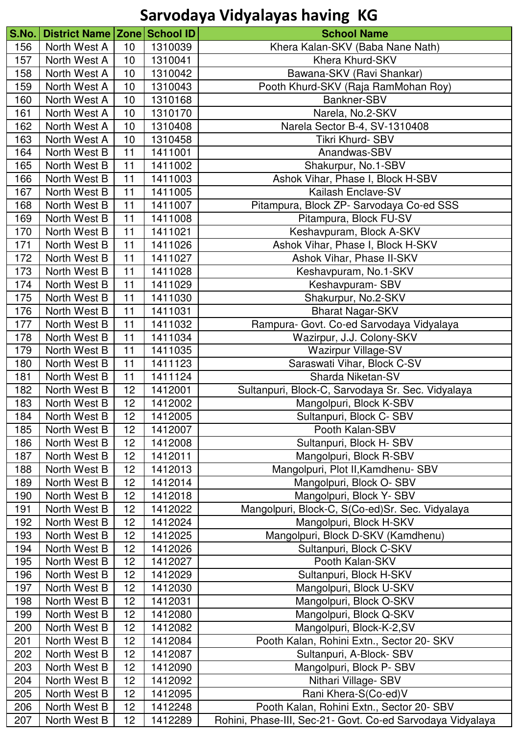# Sarvodaya Vidyalayas having KG

| S.No. | District Name | Zone | School ID | School Name |
|---|---|---|---|---|
| 156 | North West A | 10 | 1310039 | Khera Kalan-SKV (Baba Nane Nath) |
| 157 | North West A | 10 | 1310041 | Khera Khurd-SKV |
| 158 | North West A | 10 | 1310042 | Bawana-SKV (Ravi Shankar) |
| 159 | North West A | 10 | 1310043 | Pooth Khurd-SKV (Raja RamMohan Roy) |
| 160 | North West A | 10 | 1310168 | Bankner-SBV |
| 161 | North West A | 10 | 1310170 | Narela, No.2-SKV |
| 162 | North West A | 10 | 1310408 | Narela Sector B-4, SV-1310408 |
| 163 | North West A | 10 | 1310458 | Tikri Khurd- SBV |
| 164 | North West B | 11 | 1411001 | Anandwas-SBV |
| 165 | North West B | 11 | 1411002 | Shakurpur, No.1-SBV |
| 166 | North West B | 11 | 1411003 | Ashok Vihar, Phase I, Block H-SBV |
| 167 | North West B | 11 | 1411005 | Kailash Enclave-SV |
| 168 | North West B | 11 | 1411007 | Pitampura, Block ZP- Sarvodaya Co-ed SSS |
| 169 | North West B | 11 | 1411008 | Pitampura, Block FU-SV |
| 170 | North West B | 11 | 1411021 | Keshavpuram, Block A-SKV |
| 171 | North West B | 11 | 1411026 | Ashok Vihar, Phase I, Block H-SKV |
| 172 | North West B | 11 | 1411027 | Ashok Vihar, Phase II-SKV |
| 173 | North West B | 11 | 1411028 | Keshavpuram, No.1-SKV |
| 174 | North West B | 11 | 1411029 | Keshavpuram- SBV |
| 175 | North West B | 11 | 1411030 | Shakurpur, No.2-SKV |
| 176 | North West B | 11 | 1411031 | Bharat Nagar-SKV |
| 177 | North West B | 11 | 1411032 | Rampura- Govt. Co-ed Sarvodaya Vidyalaya |
| 178 | North West B | 11 | 1411034 | Wazirpur, J.J. Colony-SKV |
| 179 | North West B | 11 | 1411035 | Wazirpur Village-SV |
| 180 | North West B | 11 | 1411123 | Saraswati Vihar, Block C-SV |
| 181 | North West B | 11 | 1411124 | Sharda Niketan-SV |
| 182 | North West B | 12 | 1412001 | Sultanpuri, Block-C, Sarvodaya Sr. Sec. Vidyalaya |
| 183 | North West B | 12 | 1412002 | Mangolpuri, Block K-SBV |
| 184 | North West B | 12 | 1412005 | Sultanpuri, Block C- SBV |
| 185 | North West B | 12 | 1412007 | Pooth Kalan-SBV |
| 186 | North West B | 12 | 1412008 | Sultanpuri, Block H- SBV |
| 187 | North West B | 12 | 1412011 | Mangolpuri, Block R-SBV |
| 188 | North West B | 12 | 1412013 | Mangolpuri, Plot II,Kamdhenu- SBV |
| 189 | North West B | 12 | 1412014 | Mangolpuri, Block O- SBV |
| 190 | North West B | 12 | 1412018 | Mangolpuri, Block Y- SBV |
| 191 | North West B | 12 | 1412022 | Mangolpuri, Block-C, S(Co-ed)Sr. Sec. Vidyalaya |
| 192 | North West B | 12 | 1412024 | Mangolpuri, Block H-SKV |
| 193 | North West B | 12 | 1412025 | Mangolpuri, Block D-SKV (Kamdhenu) |
| 194 | North West B | 12 | 1412026 | Sultanpuri, Block C-SKV |
| 195 | North West B | 12 | 1412027 | Pooth Kalan-SKV |
| 196 | North West B | 12 | 1412029 | Sultanpuri, Block H-SKV |
| 197 | North West B | 12 | 1412030 | Mangolpuri, Block U-SKV |
| 198 | North West B | 12 | 1412031 | Mangolpuri, Block O-SKV |
| 199 | North West B | 12 | 1412080 | Mangolpuri, Block Q-SKV |
| 200 | North West B | 12 | 1412082 | Mangolpuri, Block-K-2,SV |
| 201 | North West B | 12 | 1412084 | Pooth Kalan, Rohini Extn., Sector 20- SKV |
| 202 | North West B | 12 | 1412087 | Sultanpuri, A-Block- SBV |
| 203 | North West B | 12 | 1412090 | Mangolpuri, Block P- SBV |
| 204 | North West B | 12 | 1412092 | Nithari Village- SBV |
| 205 | North West B | 12 | 1412095 | Rani Khera-S(Co-ed)V |
| 206 | North West B | 12 | 1412248 | Pooth Kalan, Rohini Extn., Sector 20- SBV |
| 207 | North West B | 12 | 1412289 | Rohini, Phase-III, Sec-21- Govt. Co-ed Sarvodaya Vidyalaya |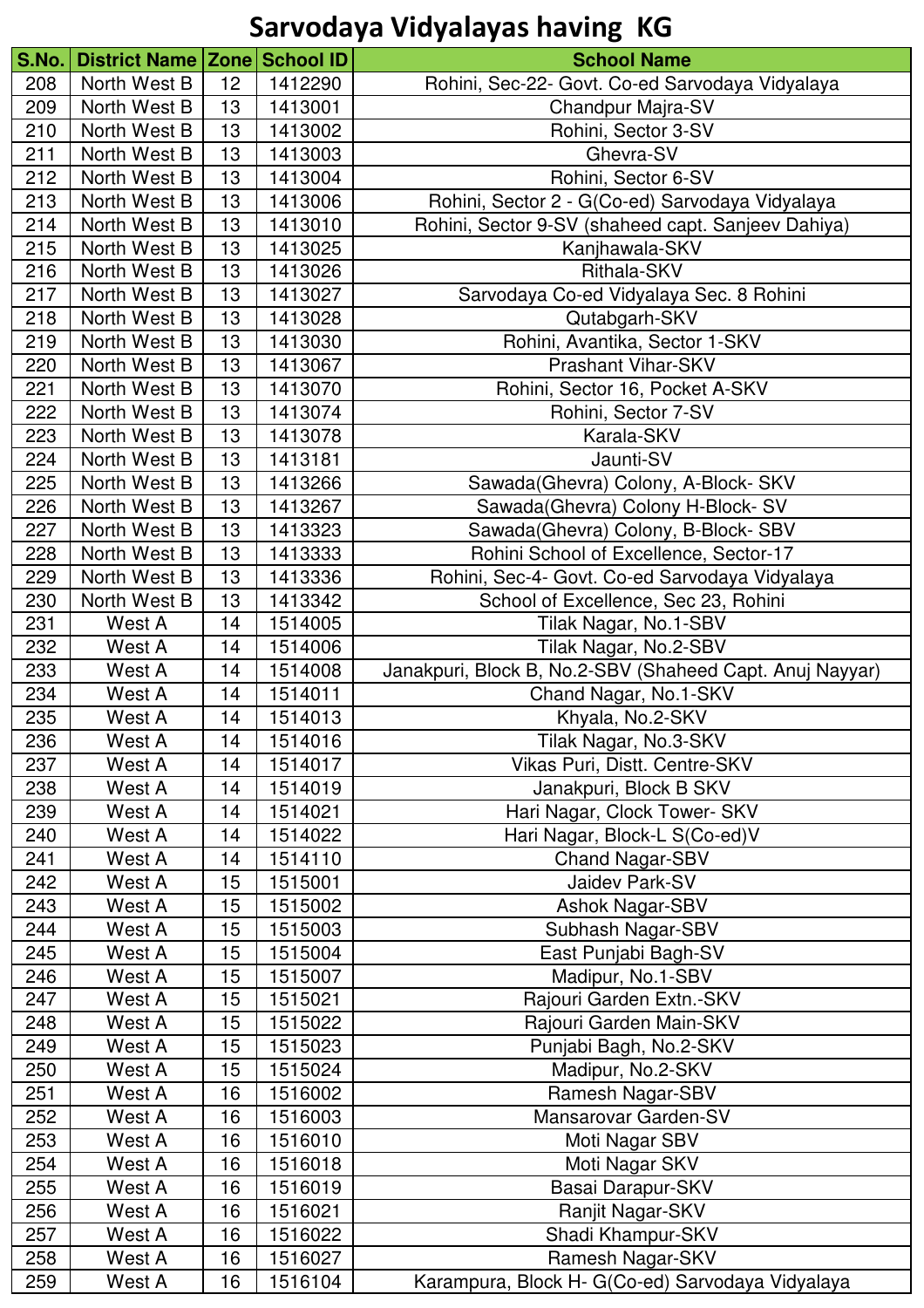# Sarvodaya Vidyalayas having KG

| S.No. | District Name | Zone | School ID | School Name |
|---|---|---|---|---|
| 208 | North West B | 12 | 1412290 | Rohini, Sec-22- Govt. Co-ed Sarvodaya Vidyalaya |
| 209 | North West B | 13 | 1413001 | Chandpur Majra-SV |
| 210 | North West B | 13 | 1413002 | Rohini, Sector 3-SV |
| 211 | North West B | 13 | 1413003 | Ghevra-SV |
| 212 | North West B | 13 | 1413004 | Rohini, Sector 6-SV |
| 213 | North West B | 13 | 1413006 | Rohini, Sector 2 - G(Co-ed) Sarvodaya Vidyalaya |
| 214 | North West B | 13 | 1413010 | Rohini, Sector 9-SV (shaheed capt. Sanjeev Dahiya) |
| 215 | North West B | 13 | 1413025 | Kanjhawala-SKV |
| 216 | North West B | 13 | 1413026 | Rithala-SKV |
| 217 | North West B | 13 | 1413027 | Sarvodaya Co-ed Vidyalaya Sec. 8 Rohini |
| 218 | North West B | 13 | 1413028 | Qutabgarh-SKV |
| 219 | North West B | 13 | 1413030 | Rohini, Avantika, Sector 1-SKV |
| 220 | North West B | 13 | 1413067 | Prashant Vihar-SKV |
| 221 | North West B | 13 | 1413070 | Rohini, Sector 16, Pocket A-SKV |
| 222 | North West B | 13 | 1413074 | Rohini, Sector 7-SV |
| 223 | North West B | 13 | 1413078 | Karala-SKV |
| 224 | North West B | 13 | 1413181 | Jaunti-SV |
| 225 | North West B | 13 | 1413266 | Sawada(Ghevra) Colony, A-Block- SKV |
| 226 | North West B | 13 | 1413267 | Sawada(Ghevra) Colony H-Block- SV |
| 227 | North West B | 13 | 1413323 | Sawada(Ghevra) Colony, B-Block- SBV |
| 228 | North West B | 13 | 1413333 | Rohini School of Excellence, Sector-17 |
| 229 | North West B | 13 | 1413336 | Rohini, Sec-4- Govt. Co-ed Sarvodaya Vidyalaya |
| 230 | North West B | 13 | 1413342 | School of Excellence, Sec 23, Rohini |
| 231 | West A | 14 | 1514005 | Tilak Nagar, No.1-SBV |
| 232 | West A | 14 | 1514006 | Tilak Nagar, No.2-SBV |
| 233 | West A | 14 | 1514008 | Janakpuri, Block B, No.2-SBV (Shaheed Capt. Anuj Nayyar) |
| 234 | West A | 14 | 1514011 | Chand Nagar, No.1-SKV |
| 235 | West A | 14 | 1514013 | Khyala, No.2-SKV |
| 236 | West A | 14 | 1514016 | Tilak Nagar, No.3-SKV |
| 237 | West A | 14 | 1514017 | Vikas Puri, Distt. Centre-SKV |
| 238 | West A | 14 | 1514019 | Janakpuri, Block B SKV |
| 239 | West A | 14 | 1514021 | Hari Nagar, Clock Tower- SKV |
| 240 | West A | 14 | 1514022 | Hari Nagar, Block-L S(Co-ed)V |
| 241 | West A | 14 | 1514110 | Chand Nagar-SBV |
| 242 | West A | 15 | 1515001 | Jaidev Park-SV |
| 243 | West A | 15 | 1515002 | Ashok Nagar-SBV |
| 244 | West A | 15 | 1515003 | Subhash Nagar-SBV |
| 245 | West A | 15 | 1515004 | East Punjabi Bagh-SV |
| 246 | West A | 15 | 1515007 | Madipur, No.1-SBV |
| 247 | West A | 15 | 1515021 | Rajouri Garden Extn.-SKV |
| 248 | West A | 15 | 1515022 | Rajouri Garden Main-SKV |
| 249 | West A | 15 | 1515023 | Punjabi Bagh, No.2-SKV |
| 250 | West A | 15 | 1515024 | Madipur, No.2-SKV |
| 251 | West A | 16 | 1516002 | Ramesh Nagar-SBV |
| 252 | West A | 16 | 1516003 | Mansarovar Garden-SV |
| 253 | West A | 16 | 1516010 | Moti Nagar SBV |
| 254 | West A | 16 | 1516018 | Moti Nagar SKV |
| 255 | West A | 16 | 1516019 | Basai Darapur-SKV |
| 256 | West A | 16 | 1516021 | Ranjit Nagar-SKV |
| 257 | West A | 16 | 1516022 | Shadi Khampur-SKV |
| 258 | West A | 16 | 1516027 | Ramesh Nagar-SKV |
| 259 | West A | 16 | 1516104 | Karampura, Block H- G(Co-ed) Sarvodaya Vidyalaya |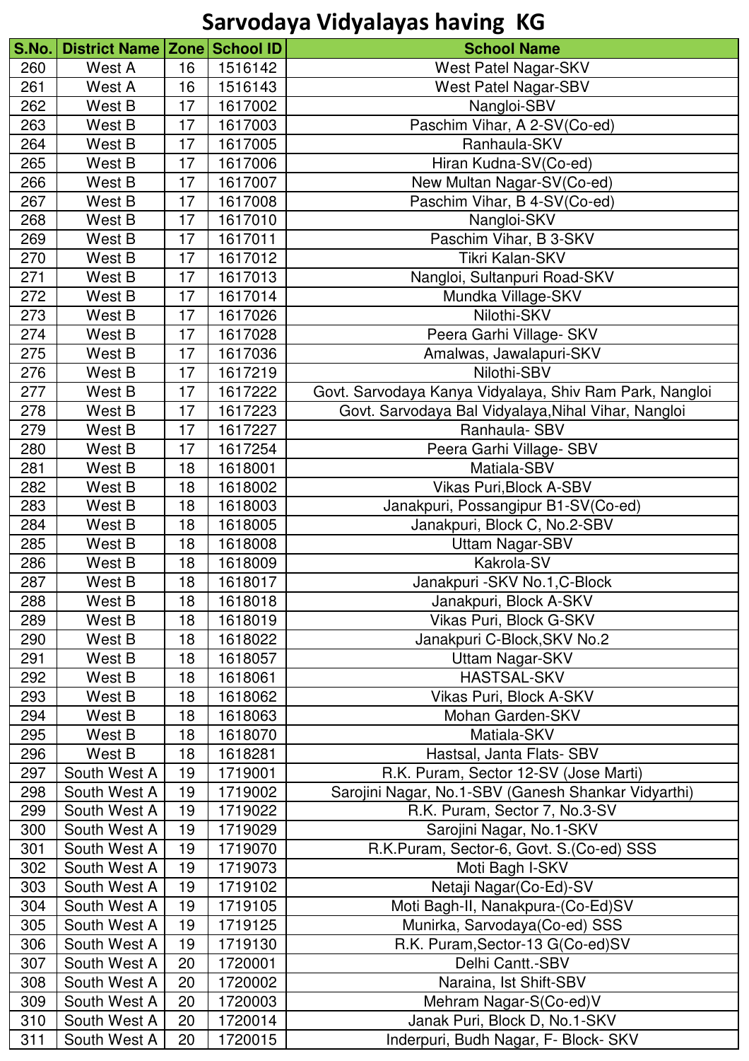# Sarvodaya Vidyalayas having KG

| S.No. | District Name | Zone | School ID | School Name |
|---|---|---|---|---|
| 260 | West A | 16 | 1516142 | West Patel Nagar-SKV |
| 261 | West A | 16 | 1516143 | West Patel Nagar-SBV |
| 262 | West B | 17 | 1617002 | Nangloi-SBV |
| 263 | West B | 17 | 1617003 | Paschim Vihar, A 2-SV(Co-ed) |
| 264 | West B | 17 | 1617005 | Ranhaula-SKV |
| 265 | West B | 17 | 1617006 | Hiran Kudna-SV(Co-ed) |
| 266 | West B | 17 | 1617007 | New Multan Nagar-SV(Co-ed) |
| 267 | West B | 17 | 1617008 | Paschim Vihar, B 4-SV(Co-ed) |
| 268 | West B | 17 | 1617010 | Nangloi-SKV |
| 269 | West B | 17 | 1617011 | Paschim Vihar, B 3-SKV |
| 270 | West B | 17 | 1617012 | Tikri Kalan-SKV |
| 271 | West B | 17 | 1617013 | Nangloi, Sultanpuri Road-SKV |
| 272 | West B | 17 | 1617014 | Mundka Village-SKV |
| 273 | West B | 17 | 1617026 | Nilothi-SKV |
| 274 | West B | 17 | 1617028 | Peera Garhi Village- SKV |
| 275 | West B | 17 | 1617036 | Amalwas, Jawalapuri-SKV |
| 276 | West B | 17 | 1617219 | Nilothi-SBV |
| 277 | West B | 17 | 1617222 | Govt. Sarvodaya Kanya Vidyalaya, Shiv Ram Park, Nangloi |
| 278 | West B | 17 | 1617223 | Govt. Sarvodaya Bal Vidyalaya,Nihal Vihar, Nangloi |
| 279 | West B | 17 | 1617227 | Ranhaula- SBV |
| 280 | West B | 17 | 1617254 | Peera Garhi Village- SBV |
| 281 | West B | 18 | 1618001 | Matiala-SBV |
| 282 | West B | 18 | 1618002 | Vikas Puri,Block A-SBV |
| 283 | West B | 18 | 1618003 | Janakpuri, Possangipur B1-SV(Co-ed) |
| 284 | West B | 18 | 1618005 | Janakpuri, Block C, No.2-SBV |
| 285 | West B | 18 | 1618008 | Uttam Nagar-SBV |
| 286 | West B | 18 | 1618009 | Kakrola-SV |
| 287 | West B | 18 | 1618017 | Janakpuri -SKV No.1,C-Block |
| 288 | West B | 18 | 1618018 | Janakpuri, Block A-SKV |
| 289 | West B | 18 | 1618019 | Vikas Puri, Block G-SKV |
| 290 | West B | 18 | 1618022 | Janakpuri C-Block,SKV No.2 |
| 291 | West B | 18 | 1618057 | Uttam Nagar-SKV |
| 292 | West B | 18 | 1618061 | HASTSAL-SKV |
| 293 | West B | 18 | 1618062 | Vikas Puri, Block A-SKV |
| 294 | West B | 18 | 1618063 | Mohan Garden-SKV |
| 295 | West B | 18 | 1618070 | Matiala-SKV |
| 296 | West B | 18 | 1618281 | Hastsal, Janta Flats- SBV |
| 297 | South West A | 19 | 1719001 | R.K. Puram, Sector 12-SV (Jose Marti) |
| 298 | South West A | 19 | 1719002 | Sarojini Nagar, No.1-SBV (Ganesh Shankar Vidyarthi) |
| 299 | South West A | 19 | 1719022 | R.K. Puram, Sector 7, No.3-SV |
| 300 | South West A | 19 | 1719029 | Sarojini Nagar, No.1-SKV |
| 301 | South West A | 19 | 1719070 | R.K.Puram, Sector-6, Govt. S.(Co-ed) SSS |
| 302 | South West A | 19 | 1719073 | Moti Bagh I-SKV |
| 303 | South West A | 19 | 1719102 | Netaji Nagar(Co-Ed)-SV |
| 304 | South West A | 19 | 1719105 | Moti Bagh-II, Nanakpura-(Co-Ed)SV |
| 305 | South West A | 19 | 1719125 | Munirka, Sarvodaya(Co-ed) SSS |
| 306 | South West A | 19 | 1719130 | R.K. Puram,Sector-13 G(Co-ed)SV |
| 307 | South West A | 20 | 1720001 | Delhi Cantt.-SBV |
| 308 | South West A | 20 | 1720002 | Naraina, Ist Shift-SBV |
| 309 | South West A | 20 | 1720003 | Mehram Nagar-S(Co-ed)V |
| 310 | South West A | 20 | 1720014 | Janak Puri, Block D, No.1-SKV |
| 311 | South West A | 20 | 1720015 | Inderpuri, Budh Nagar, F- Block- SKV |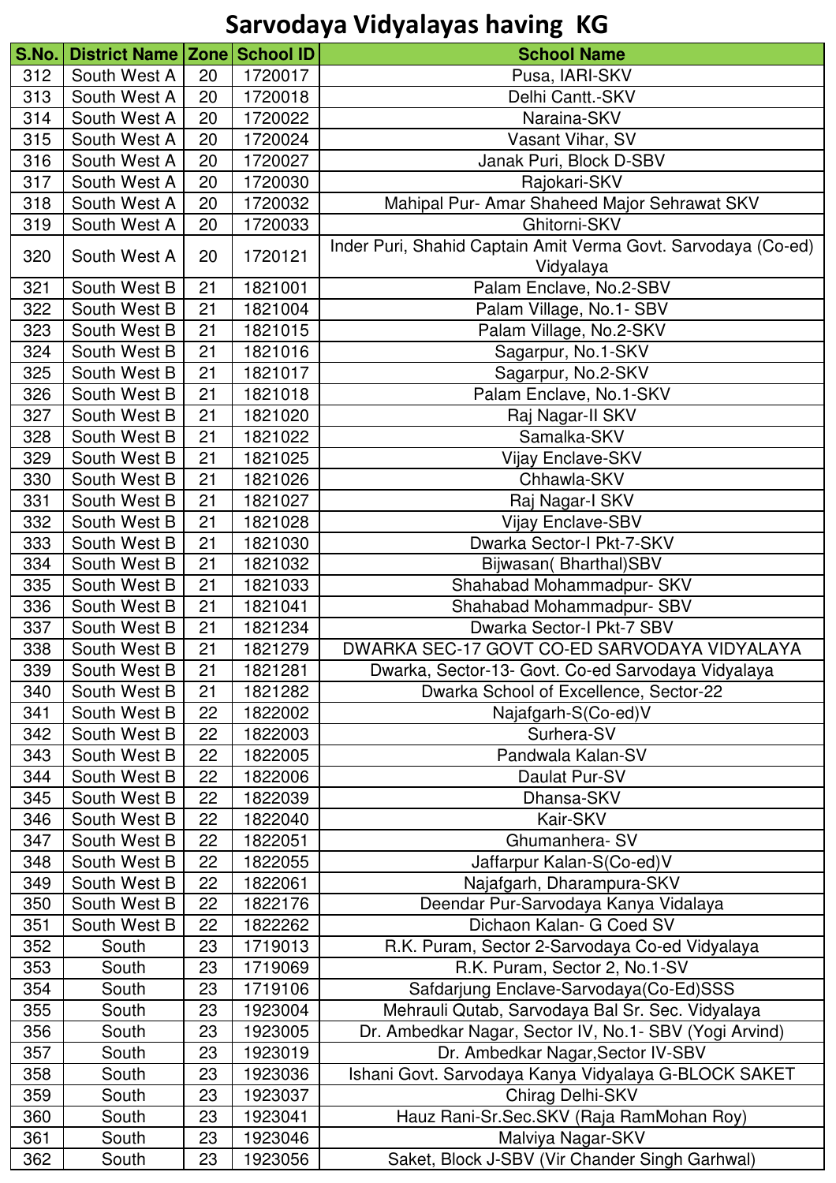# Sarvodaya Vidyalayas having KG

| S.No. | District Name | Zone | School ID | School Name |
|---|---|---|---|---|
| 312 | South West A | 20 | 1720017 | Pusa, IARI-SKV |
| 313 | South West A | 20 | 1720018 | Delhi Cantt.-SKV |
| 314 | South West A | 20 | 1720022 | Naraina-SKV |
| 315 | South West A | 20 | 1720024 | Vasant Vihar, SV |
| 316 | South West A | 20 | 1720027 | Janak Puri, Block D-SBV |
| 317 | South West A | 20 | 1720030 | Rajokari-SKV |
| 318 | South West A | 20 | 1720032 | Mahipal Pur- Amar Shaheed Major Sehrawat SKV |
| 319 | South West A | 20 | 1720033 | Ghitorni-SKV |
| 320 | South West A | 20 | 1720121 | Inder Puri, Shahid Captain Amit Verma Govt. Sarvodaya (Co-ed) Vidyalaya |
| 321 | South West B | 21 | 1821001 | Palam Enclave, No.2-SBV |
| 322 | South West B | 21 | 1821004 | Palam Village, No.1- SBV |
| 323 | South West B | 21 | 1821015 | Palam Village, No.2-SKV |
| 324 | South West B | 21 | 1821016 | Sagarpur, No.1-SKV |
| 325 | South West B | 21 | 1821017 | Sagarpur, No.2-SKV |
| 326 | South West B | 21 | 1821018 | Palam Enclave, No.1-SKV |
| 327 | South West B | 21 | 1821020 | Raj Nagar-II SKV |
| 328 | South West B | 21 | 1821022 | Samalka-SKV |
| 329 | South West B | 21 | 1821025 | Vijay Enclave-SKV |
| 330 | South West B | 21 | 1821026 | Chhawla-SKV |
| 331 | South West B | 21 | 1821027 | Raj Nagar-I SKV |
| 332 | South West B | 21 | 1821028 | Vijay Enclave-SBV |
| 333 | South West B | 21 | 1821030 | Dwarka Sector-I Pkt-7-SKV |
| 334 | South West B | 21 | 1821032 | Bijwasan( Bharthal)SBV |
| 335 | South West B | 21 | 1821033 | Shahabad Mohammadpur- SKV |
| 336 | South West B | 21 | 1821041 | Shahabad Mohammadpur- SBV |
| 337 | South West B | 21 | 1821234 | Dwarka Sector-I Pkt-7 SBV |
| 338 | South West B | 21 | 1821279 | DWARKA SEC-17 GOVT CO-ED SARVODAYA VIDYALAYA |
| 339 | South West B | 21 | 1821281 | Dwarka, Sector-13- Govt. Co-ed Sarvodaya Vidyalaya |
| 340 | South West B | 21 | 1821282 | Dwarka School of Excellence, Sector-22 |
| 341 | South West B | 22 | 1822002 | Najafgarh-S(Co-ed)V |
| 342 | South West B | 22 | 1822003 | Surhera-SV |
| 343 | South West B | 22 | 1822005 | Pandwala Kalan-SV |
| 344 | South West B | 22 | 1822006 | Daulat Pur-SV |
| 345 | South West B | 22 | 1822039 | Dhansa-SKV |
| 346 | South West B | 22 | 1822040 | Kair-SKV |
| 347 | South West B | 22 | 1822051 | Ghumanhera- SV |
| 348 | South West B | 22 | 1822055 | Jaffarpur Kalan-S(Co-ed)V |
| 349 | South West B | 22 | 1822061 | Najafgarh, Dharampura-SKV |
| 350 | South West B | 22 | 1822176 | Deendar Pur-Sarvodaya Kanya Vidalaya |
| 351 | South West B | 22 | 1822262 | Dichaon Kalan- G Coed SV |
| 352 | South | 23 | 1719013 | R.K. Puram, Sector 2-Sarvodaya Co-ed Vidyalaya |
| 353 | South | 23 | 1719069 | R.K. Puram, Sector 2, No.1-SV |
| 354 | South | 23 | 1719106 | Safdarjung Enclave-Sarvodaya(Co-Ed)SSS |
| 355 | South | 23 | 1923004 | Mehrauli Qutab, Sarvodaya Bal Sr. Sec. Vidyalaya |
| 356 | South | 23 | 1923005 | Dr. Ambedkar Nagar, Sector IV, No.1- SBV (Yogi Arvind) |
| 357 | South | 23 | 1923019 | Dr. Ambedkar Nagar,Sector IV-SBV |
| 358 | South | 23 | 1923036 | Ishani Govt. Sarvodaya Kanya Vidyalaya G-BLOCK SAKET |
| 359 | South | 23 | 1923037 | Chirag Delhi-SKV |
| 360 | South | 23 | 1923041 | Hauz Rani-Sr.Sec.SKV (Raja RamMohan Roy) |
| 361 | South | 23 | 1923046 | Malviya Nagar-SKV |
| 362 | South | 23 | 1923056 | Saket, Block J-SBV (Vir Chander Singh Garhwal) |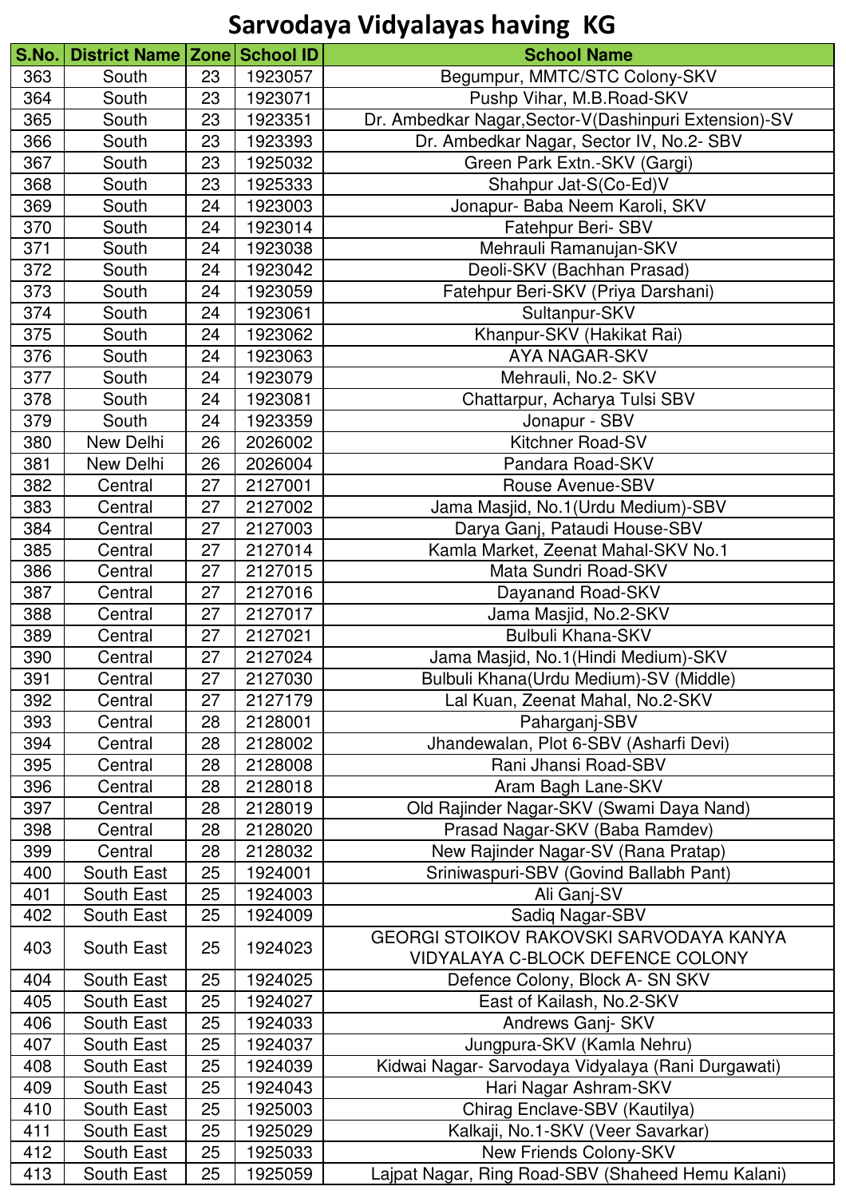# Sarvodaya Vidyalayas having KG

| S.No. | District Name | Zone | School ID | School Name |
|---|---|---|---|---|
| 363 | South | 23 | 1923057 | Begumpur, MMTC/STC Colony-SKV |
| 364 | South | 23 | 1923071 | Pushp Vihar, M.B.Road-SKV |
| 365 | South | 23 | 1923351 | Dr. Ambedkar Nagar,Sector-V(Dashinpuri Extension)-SV |
| 366 | South | 23 | 1923393 | Dr. Ambedkar Nagar, Sector IV, No.2- SBV |
| 367 | South | 23 | 1925032 | Green Park Extn.-SKV (Gargi) |
| 368 | South | 23 | 1925333 | Shahpur Jat-S(Co-Ed)V |
| 369 | South | 24 | 1923003 | Jonapur- Baba Neem Karoli, SKV |
| 370 | South | 24 | 1923014 | Fatehpur Beri- SBV |
| 371 | South | 24 | 1923038 | Mehrauli Ramanujan-SKV |
| 372 | South | 24 | 1923042 | Deoli-SKV (Bachhan Prasad) |
| 373 | South | 24 | 1923059 | Fatehpur Beri-SKV (Priya Darshani) |
| 374 | South | 24 | 1923061 | Sultanpur-SKV |
| 375 | South | 24 | 1923062 | Khanpur-SKV (Hakikat Rai) |
| 376 | South | 24 | 1923063 | AYA NAGAR-SKV |
| 377 | South | 24 | 1923079 | Mehrauli, No.2- SKV |
| 378 | South | 24 | 1923081 | Chattarpur, Acharya Tulsi SBV |
| 379 | South | 24 | 1923359 | Jonapur - SBV |
| 380 | New Delhi | 26 | 2026002 | Kitchner Road-SV |
| 381 | New Delhi | 26 | 2026004 | Pandara Road-SKV |
| 382 | Central | 27 | 2127001 | Rouse Avenue-SBV |
| 383 | Central | 27 | 2127002 | Jama Masjid, No.1(Urdu Medium)-SBV |
| 384 | Central | 27 | 2127003 | Darya Ganj, Pataudi House-SBV |
| 385 | Central | 27 | 2127014 | Kamla Market, Zeenat Mahal-SKV No.1 |
| 386 | Central | 27 | 2127015 | Mata Sundri Road-SKV |
| 387 | Central | 27 | 2127016 | Dayanand Road-SKV |
| 388 | Central | 27 | 2127017 | Jama Masjid, No.2-SKV |
| 389 | Central | 27 | 2127021 | Bulbuli Khana-SKV |
| 390 | Central | 27 | 2127024 | Jama Masjid, No.1(Hindi Medium)-SKV |
| 391 | Central | 27 | 2127030 | Bulbuli Khana(Urdu Medium)-SV (Middle) |
| 392 | Central | 27 | 2127179 | Lal Kuan, Zeenat Mahal, No.2-SKV |
| 393 | Central | 28 | 2128001 | Paharganj-SBV |
| 394 | Central | 28 | 2128002 | Jhandewalan, Plot 6-SBV (Asharfi Devi) |
| 395 | Central | 28 | 2128008 | Rani Jhansi Road-SBV |
| 396 | Central | 28 | 2128018 | Aram Bagh Lane-SKV |
| 397 | Central | 28 | 2128019 | Old Rajinder Nagar-SKV (Swami Daya Nand) |
| 398 | Central | 28 | 2128020 | Prasad Nagar-SKV (Baba Ramdev) |
| 399 | Central | 28 | 2128032 | New Rajinder Nagar-SV (Rana Pratap) |
| 400 | South East | 25 | 1924001 | Sriniwaspuri-SBV (Govind Ballabh Pant) |
| 401 | South East | 25 | 1924003 | Ali Ganj-SV |
| 402 | South East | 25 | 1924009 | Sadiq Nagar-SBV |
| 403 | South East | 25 | 1924023 | GEORGI STOIKOV RAKOVSKI SARVODAYA KANYA VIDYALAYA C-BLOCK DEFENCE COLONY |
| 404 | South East | 25 | 1924025 | Defence Colony, Block A- SN SKV |
| 405 | South East | 25 | 1924027 | East of Kailash, No.2-SKV |
| 406 | South East | 25 | 1924033 | Andrews Ganj- SKV |
| 407 | South East | 25 | 1924037 | Jungpura-SKV (Kamla Nehru) |
| 408 | South East | 25 | 1924039 | Kidwai Nagar- Sarvodaya Vidyalaya (Rani Durgawati) |
| 409 | South East | 25 | 1924043 | Hari Nagar Ashram-SKV |
| 410 | South East | 25 | 1925003 | Chirag Enclave-SBV (Kautilya) |
| 411 | South East | 25 | 1925029 | Kalkaji, No.1-SKV (Veer Savarkar) |
| 412 | South East | 25 | 1925033 | New Friends Colony-SKV |
| 413 | South East | 25 | 1925059 | Lajpat Nagar, Ring Road-SBV (Shaheed Hemu Kalani) |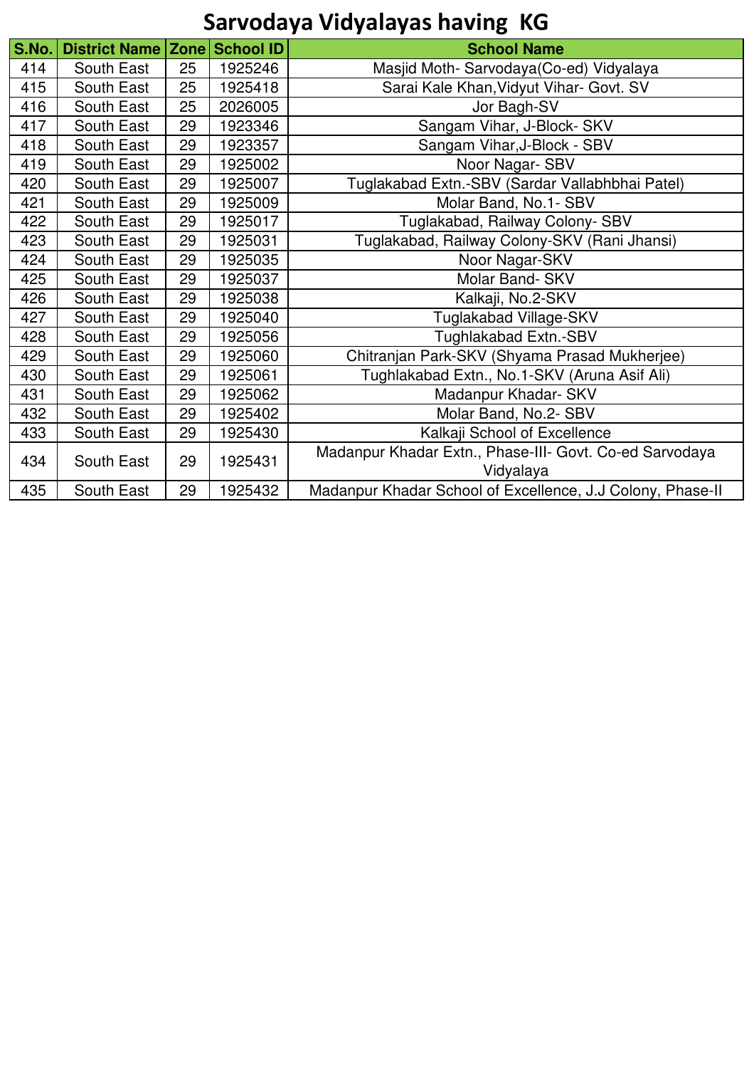# Sarvodaya Vidyalayas having KG

| S.No. | District Name | Zone | School ID | School Name |
|---|---|---|---|---|
| 414 | South East | 25 | 1925246 | Masjid Moth- Sarvodaya(Co-ed) Vidyalaya |
| 415 | South East | 25 | 1925418 | Sarai Kale Khan,Vidyut Vihar- Govt. SV |
| 416 | South East | 25 | 2026005 | Jor Bagh-SV |
| 417 | South East | 29 | 1923346 | Sangam Vihar, J-Block- SKV |
| 418 | South East | 29 | 1923357 | Sangam Vihar,J-Block - SBV |
| 419 | South East | 29 | 1925002 | Noor Nagar- SBV |
| 420 | South East | 29 | 1925007 | Tuglakabad Extn.-SBV (Sardar Vallabhbhai Patel) |
| 421 | South East | 29 | 1925009 | Molar Band, No.1- SBV |
| 422 | South East | 29 | 1925017 | Tuglakabad, Railway Colony- SBV |
| 423 | South East | 29 | 1925031 | Tuglakabad, Railway Colony-SKV (Rani Jhansi) |
| 424 | South East | 29 | 1925035 | Noor Nagar-SKV |
| 425 | South East | 29 | 1925037 | Molar Band- SKV |
| 426 | South East | 29 | 1925038 | Kalkaji, No.2-SKV |
| 427 | South East | 29 | 1925040 | Tuglakabad Village-SKV |
| 428 | South East | 29 | 1925056 | Tughlakabad Extn.-SBV |
| 429 | South East | 29 | 1925060 | Chitranjan Park-SKV (Shyama Prasad Mukherjee) |
| 430 | South East | 29 | 1925061 | Tughlakabad Extn., No.1-SKV (Aruna Asif Ali) |
| 431 | South East | 29 | 1925062 | Madanpur Khadar- SKV |
| 432 | South East | 29 | 1925402 | Molar Band, No.2- SBV |
| 433 | South East | 29 | 1925430 | Kalkaji School of Excellence |
| 434 | South East | 29 | 1925431 | Madanpur Khadar Extn., Phase-III- Govt. Co-ed Sarvodaya Vidyalaya |
| 435 | South East | 29 | 1925432 | Madanpur Khadar School of Excellence, J.J Colony, Phase-II |